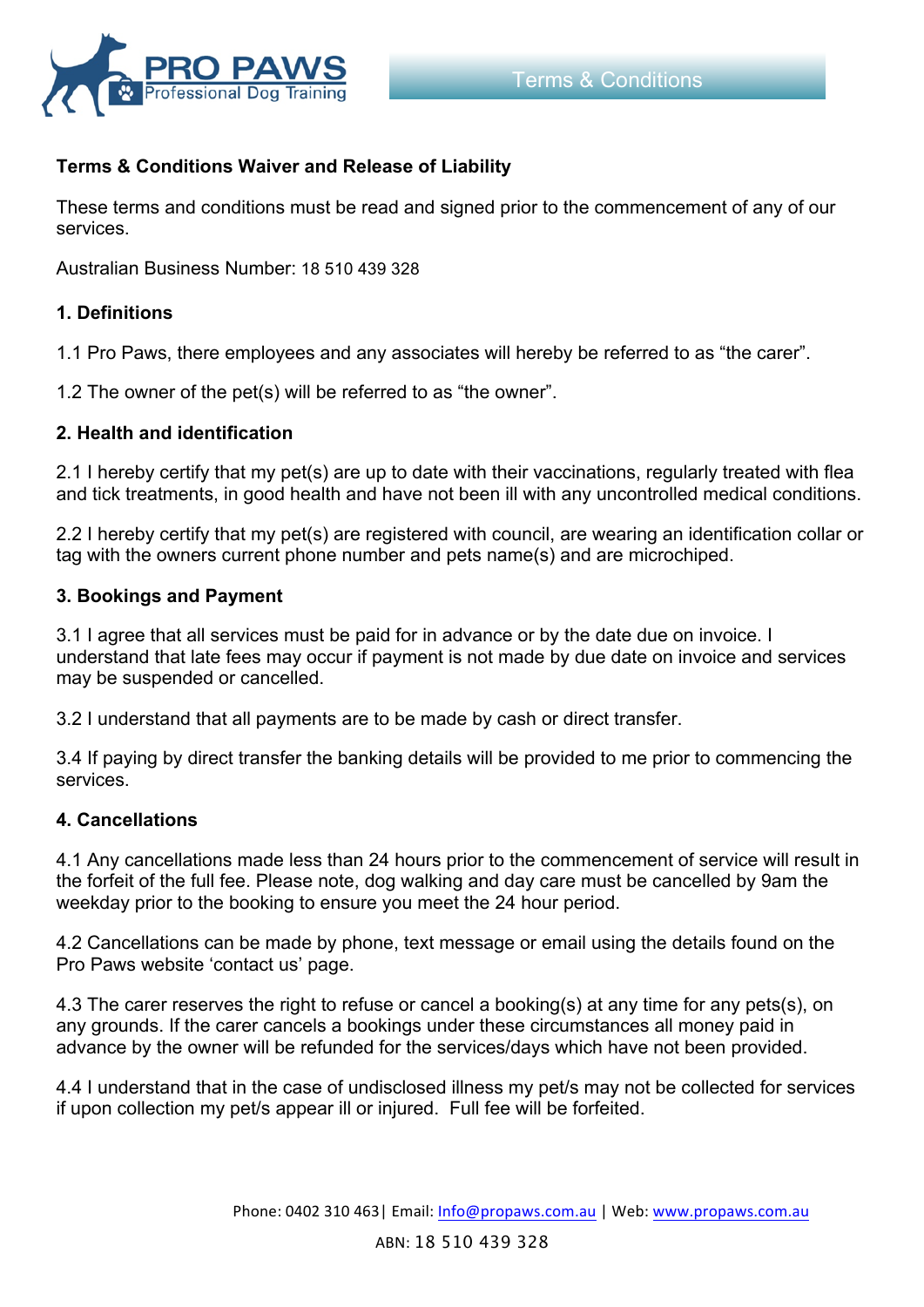PRO PAWS
Professional Dog Training

Terms & Conditions

**Terms & Conditions Waiver and Release of Liability**

These terms and conditions must be read and signed prior to the commencement of any of our services.

Australian Business Number: 18 510 439 328

**1. Definitions**

1.1 Pro Paws, there employees and any associates will hereby be referred to as “the carer”.

1.2 The owner of the pet(s) will be referred to as “the owner”.

**2. Health and identification**

2.1 I hereby certify that my pet(s) are up to date with their vaccinations, regularly treated with flea and tick treatments, in good health and have not been ill with any uncontrolled medical conditions.

2.2 I hereby certify that my pet(s) are registered with council, are wearing an identification collar or tag with the owners current phone number and pets name(s) and are microchiped.

**3. Bookings and Payment**

3.1 I agree that all services must be paid for in advance or by the date due on invoice. I understand that late fees may occur if payment is not made by due date on invoice and services may be suspended or cancelled.

3.2 I understand that all payments are to be made by cash or direct transfer.

3.4 If paying by direct transfer the banking details will be provided to me prior to commencing the services.

**4. Cancellations**

4.1 Any cancellations made less than 24 hours prior to the commencement of service will result in the forfeit of the full fee. Please note, dog walking and day care must be cancelled by 9am the weekday prior to the booking to ensure you meet the 24 hour period.

4.2 Cancellations can be made by phone, text message or email using the details found on the Pro Paws website ‘contact us’ page.

4.3 The carer reserves the right to refuse or cancel a booking(s) at any time for any pets(s), on any grounds. If the carer cancels a bookings under these circumstances all money paid in advance by the owner will be refunded for the services/days which have not been provided.

4.4 I understand that in the case of undisclosed illness my pet/s may not be collected for services if upon collection my pet/s appear ill or injured. Full fee will be forfeited.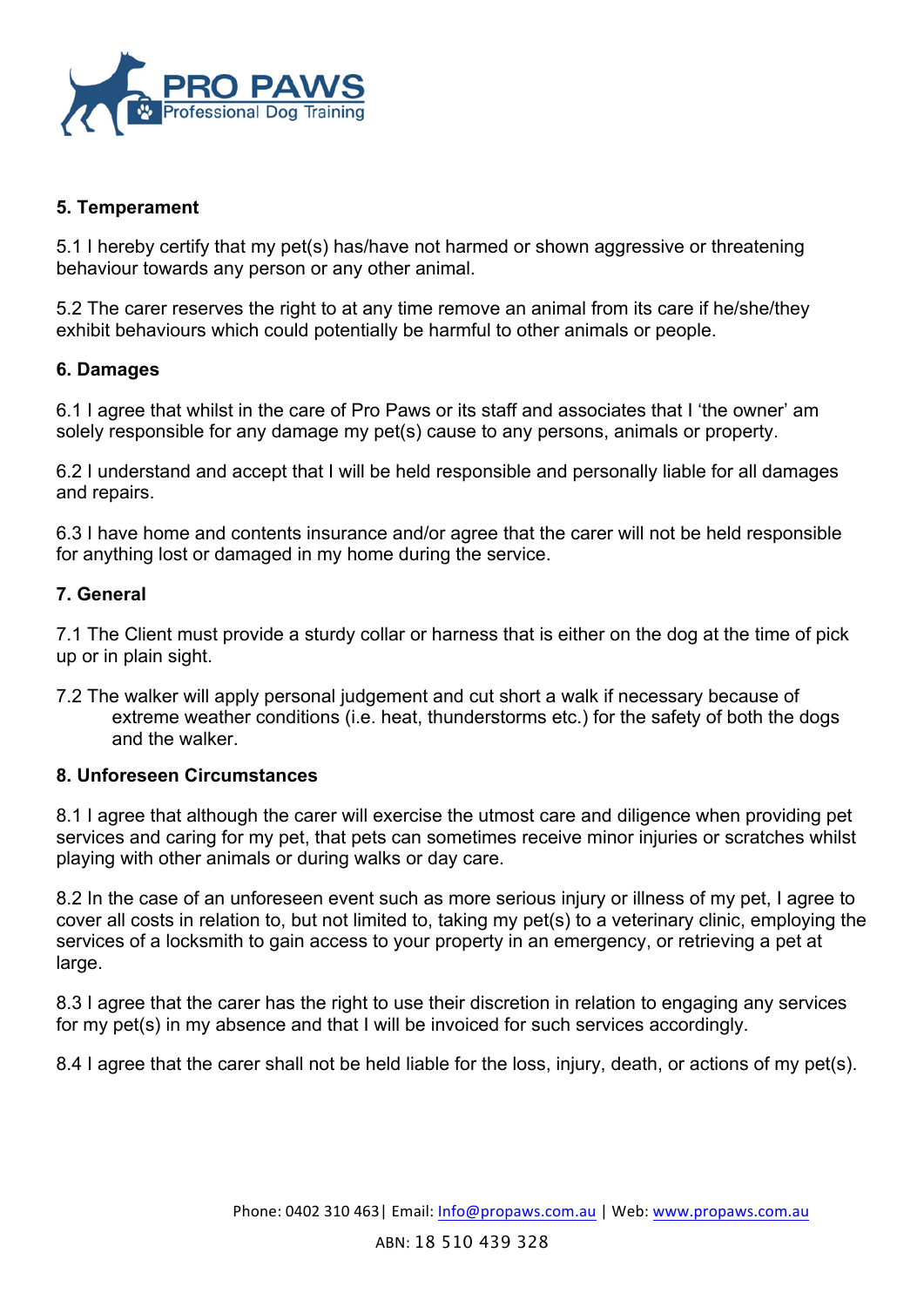## 5. Temperament

5.1 I hereby certify that my pet(s) has/have not harmed or shown aggressive or threatening behaviour towards any person or any other animal.

5.2 The carer reserves the right to at any time remove an animal from its care if he/she/they exhibit behaviours which could potentially be harmful to other animals or people.

## 6. Damages

6.1 I agree that whilst in the care of Pro Paws or its staff and associates that I 'the owner' am solely responsible for any damage my pet(s) cause to any persons, animals or property.

6.2 I understand and accept that I will be held responsible and personally liable for all damages and repairs.

6.3 I have home and contents insurance and/or agree that the carer will not be held responsible for anything lost or damaged in my home during the service.

## 7. General

7.1 The Client must provide a sturdy collar or harness that is either on the dog at the time of pick up or in plain sight.

7.2 The walker will apply personal judgement and cut short a walk if necessary because of extreme weather conditions (i.e. heat, thunderstorms etc.) for the safety of both the dogs and the walker.

## 8. Unforeseen Circumstances

8.1 I agree that although the carer will exercise the utmost care and diligence when providing pet services and caring for my pet, that pets can sometimes receive minor injuries or scratches whilst playing with other animals or during walks or day care.

8.2 In the case of an unforeseen event such as more serious injury or illness of my pet, I agree to cover all costs in relation to, but not limited to, taking my pet(s) to a veterinary clinic, employing the services of a locksmith to gain access to your property in an emergency, or retrieving a pet at large.

8.3 I agree that the carer has the right to use their discretion in relation to engaging any services for my pet(s) in my absence and that I will be invoiced for such services accordingly.

8.4 I agree that the carer shall not be held liable for the loss, injury, death, or actions of my pet(s).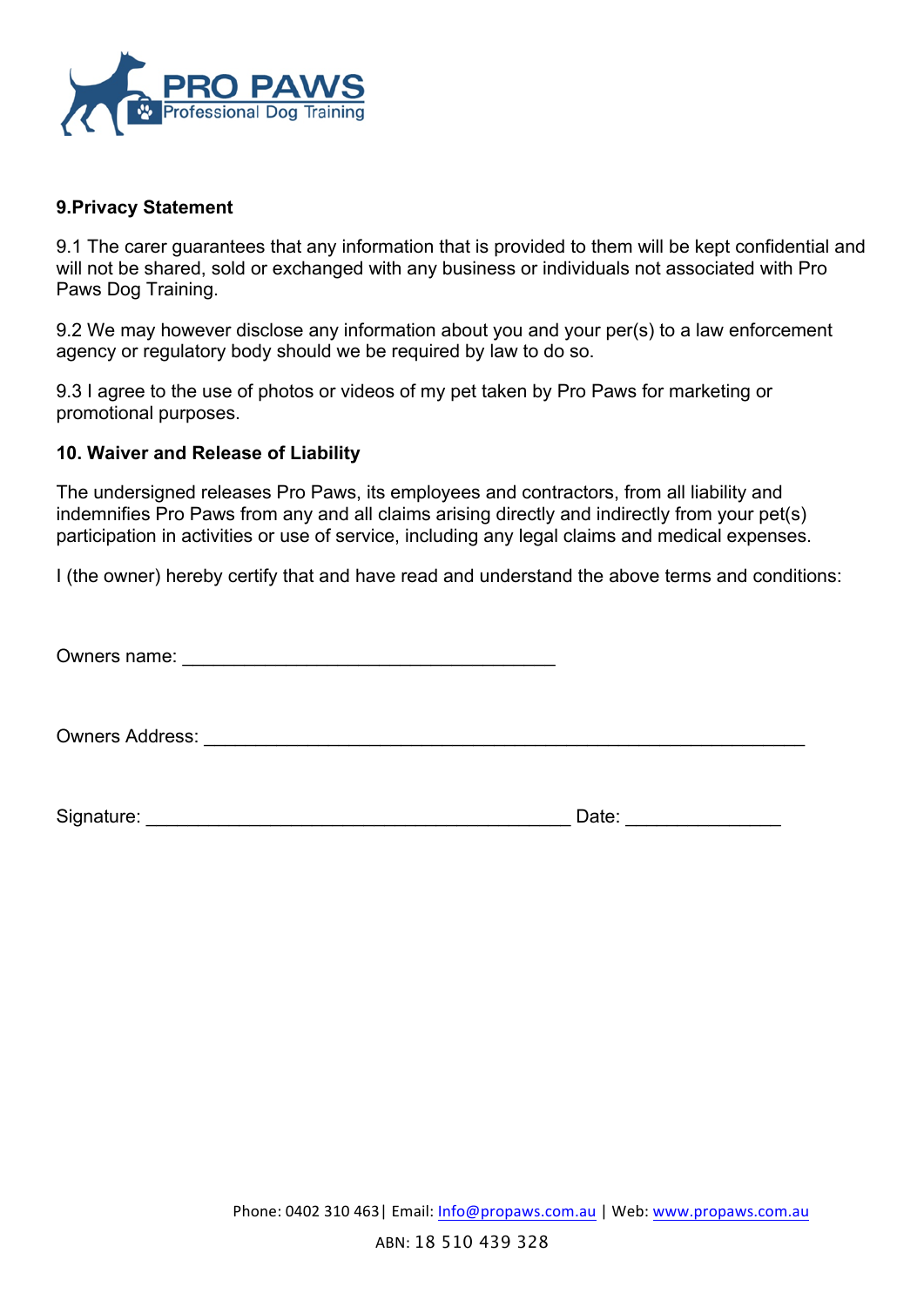PRO PAWS
Professional Dog Training

**9.Privacy Statement**

9.1 The carer guarantees that any information that is provided to them will be kept confidential and will not be shared, sold or exchanged with any business or individuals not associated with Pro Paws Dog Training.

9.2 We may however disclose any information about you and your per(s) to a law enforcement agency or regulatory body should we be required by law to do so.

9.3 I agree to the use of photos or videos of my pet taken by Pro Paws for marketing or promotional purposes.

**10. Waiver and Release of Liability**

The undersigned releases Pro Paws, its employees and contractors, from all liability and indemnifies Pro Paws from any and all claims arising directly and indirectly from your pet(s) participation in activities or use of service, including any legal claims and medical expenses.

I (the owner) hereby certify that and have read and understand the above terms and conditions:

Owners name: ___________________________________

Owners Address: _________________________________________________________

Signature: ________________________________________ Date: _______________

Phone: 0402 310 463| Email: Info@propaws.com.au | Web: www.propaws.com.au

ABN: 18 510 439 328